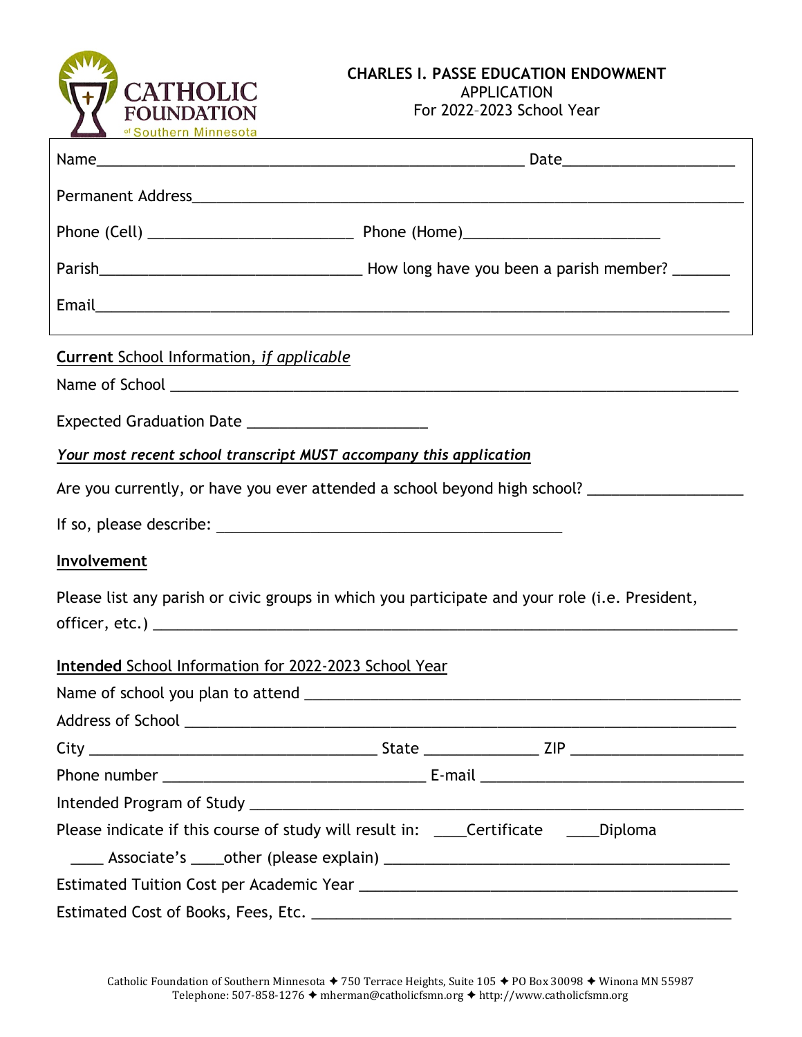# CHARLES I. PASSE EDUCATION ENDOWMENT

APPLICATION
For 2022–2023 School Year

Name_______________________________________ Date____________________

Permanent Address_________________________________________________________

Phone (Cell) ________________________ Phone (Home)________________________

Parish_____________________________ How long have you been a parish member? _______

Email_________________________________________________________________

**Current** School Information, *if applicable*

Name of School _____________________________________________________________

Expected Graduation Date _____________________

***Your most recent school transcript MUST accompany this application***

Are you currently, or have you ever attended a school beyond high school? __________________

If so, please describe: ________________________________________

**Involvement**

Please list any parish or civic groups in which you participate and your role (i.e. President, officer, etc.) _____________________________________________________________

**Intended** School Information for 2022-2023 School Year

Name of school you plan to attend _______________________________________________

Address of School __________________________________________________________

City ______________________________ State _____________ ZIP ____________________

Phone number _______________________________ E-mail _____________________________

Intended Program of Study ____________________________________________________

Please indicate if this course of study will result in: ____Certificate ____Diploma

____ Associate's ____other (please explain) _________________________________________

Estimated Tuition Cost per Academic Year ______________________________________________

Estimated Cost of Books, Fees, Etc. ___________________________________________________

Catholic Foundation of Southern Minnesota ✦ 750 Terrace Heights, Suite 105 ✦ PO Box 30098 ✦ Winona MN 55987
Telephone: 507-858-1276 ✦ mherman@catholicfsmn.org ✦ http://www.catholicfsmn.org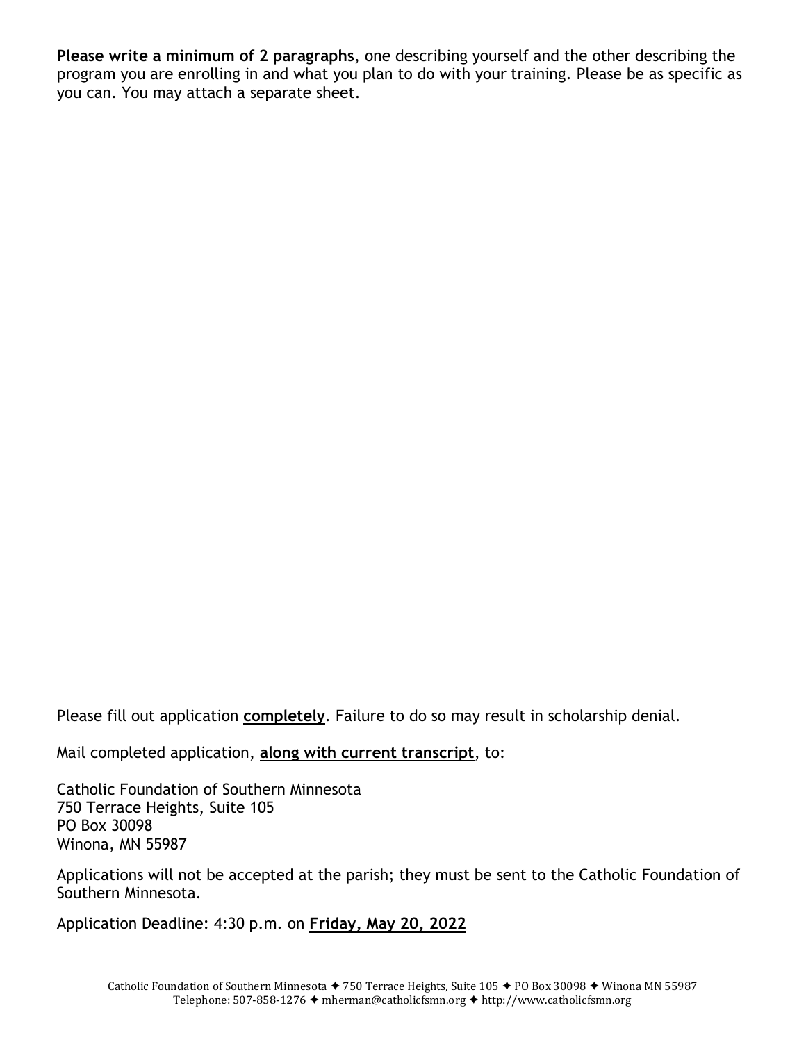**Please write a minimum of 2 paragraphs**, one describing yourself and the other describing the program you are enrolling in and what you plan to do with your training. Please be as specific as you can. You may attach a separate sheet.

Please fill out application **completely**. Failure to do so may result in scholarship denial.

Mail completed application, **along with current transcript**, to:

Catholic Foundation of Southern Minnesota
750 Terrace Heights, Suite 105
PO Box 30098
Winona, MN 55987

Applications will not be accepted at the parish; they must be sent to the Catholic Foundation of Southern Minnesota.

Application Deadline: 4:30 p.m. on **Friday, May 20, 2022**